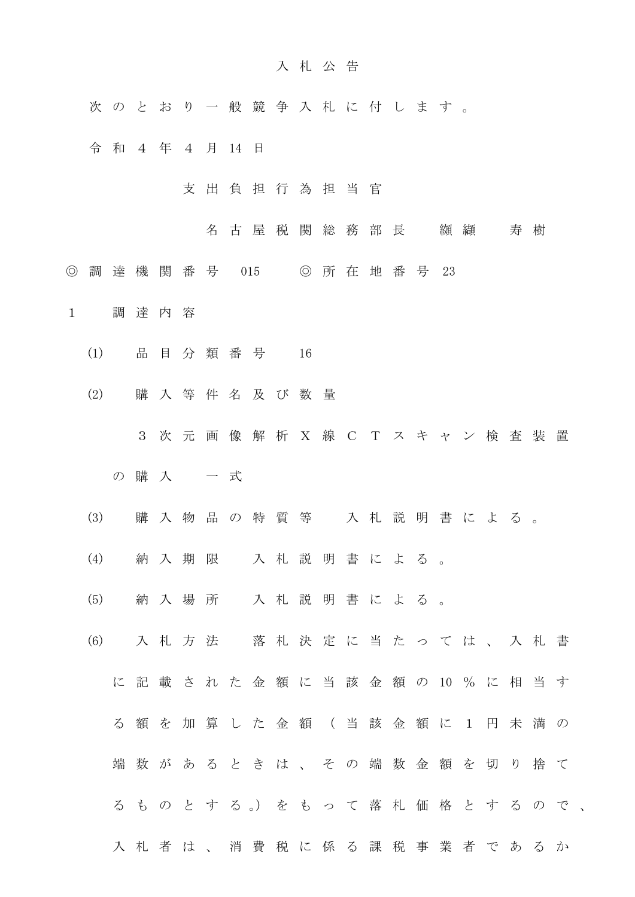# 入札公告

次のとおり一般競争入札に付します。

令和４年４月14日

支出負担行為担当官

名古屋税関総務部長　纐纈　寿樹

◎調達機関番号　015　◎所在地番号　23

１　調達内容

(1)　品目分類番号　16

(2)　購入等件名及び数量

３次元画像解析Ｘ線ＣＴスキャン検査装置の購入　一式

(3)　購入物品の特質等　入札説明書による。

(4)　納入期限　入札説明書による。

(5)　納入場所　入札説明書による。

(6)　入札方法　落札決定に当たっては、入札書に記載された金額に当該金額の10％に相当する額を加算した金額（当該金額に１円未満の端数があるときは、その端数金額を切り捨てるものとする。）をもって落札価格とするので、入札者は、消費税に係る課税事業者であるか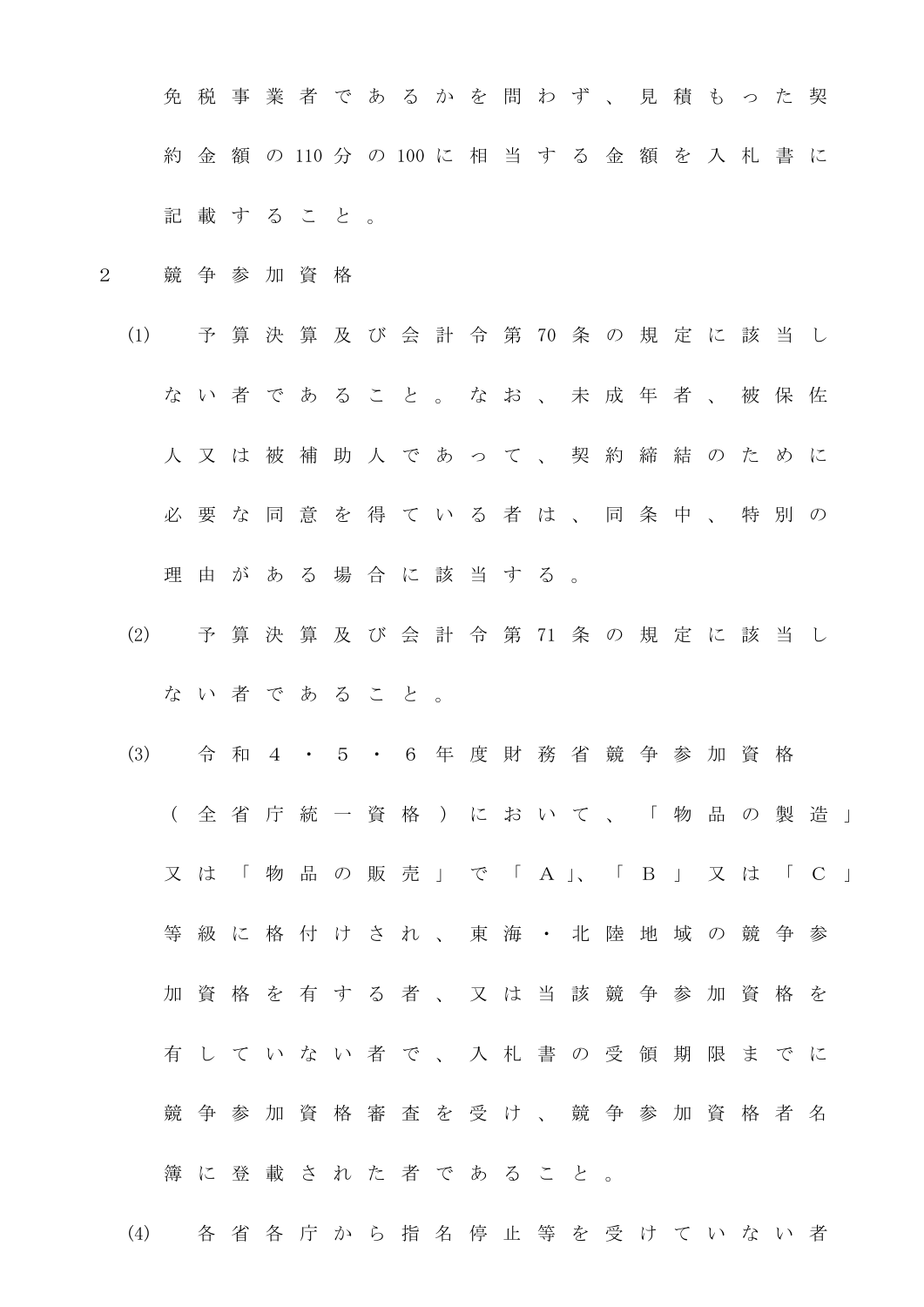免税事業者であるかを問わず、見積もった契約金額の110分の100に相当する金額を入札書に記載すること。

2　競争参加資格

(1)　予算決算及び会計令第70条の規定に該当しない者であること。なお、未成年者、被保佐人又は被補助人であって、契約締結のために必要な同意を得ている者は、同条中、特別の理由がある場合に該当する。

(2)　予算決算及び会計令第71条の規定に該当しない者であること。

(3)　令和４・５・６年度財務省競争参加資格（全省庁統一資格）において、「物品の製造」又は「物品の販売」で「Ａ」、「Ｂ」又は「Ｃ」等級に格付けされ、東海・北陸地域の競争参加資格を有する者、又は当該競争参加資格を有していない者で、入札書の受領期限までに競争参加資格審査を受け、競争参加資格者名簿に登載された者であること。

(4)　各省各庁から指名停止等を受けていない者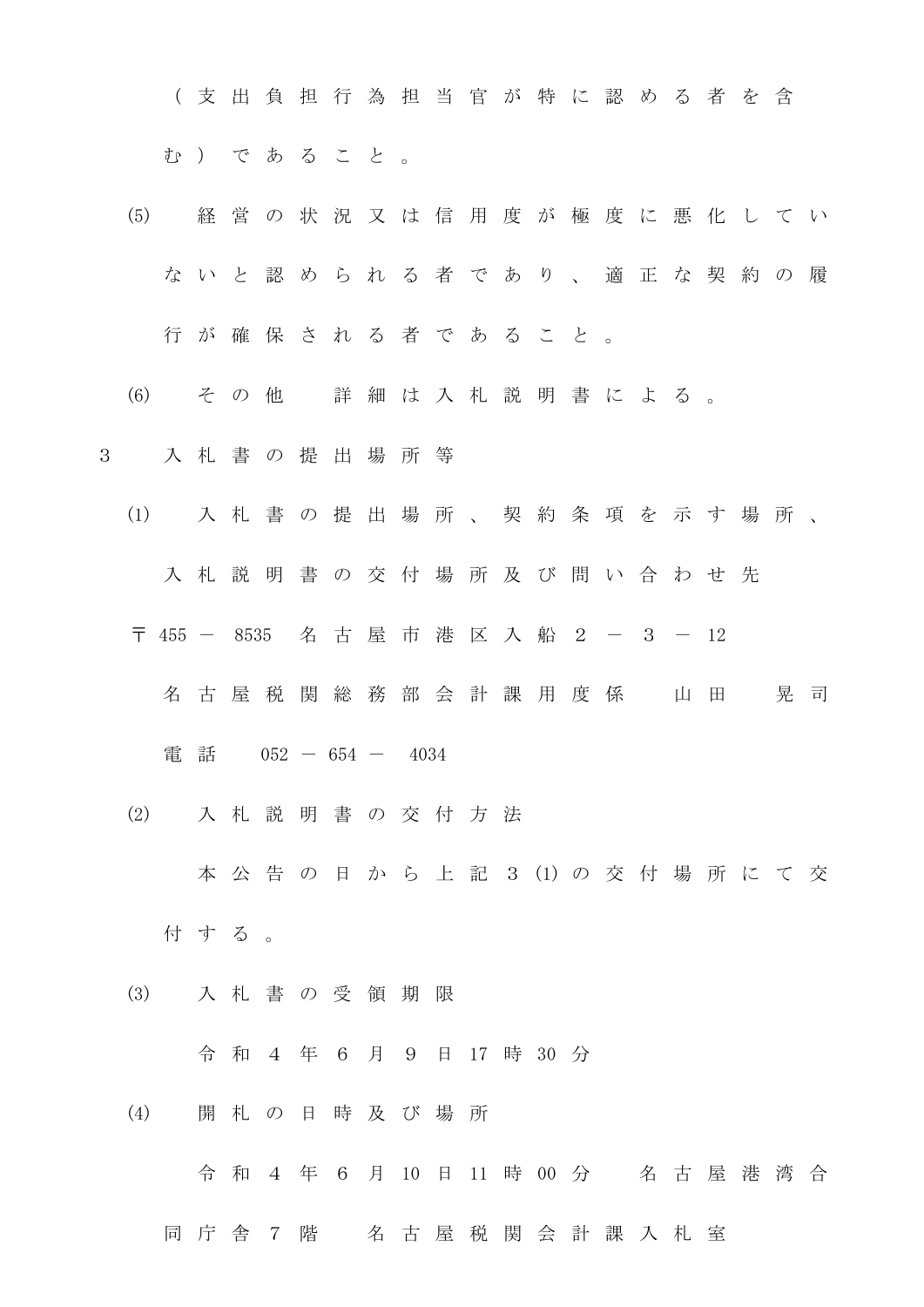（支出負担行為担当官が特に認める者を含む）であること。

(5) 経営の状況又は信用度が極度に悪化していないと認められる者であり、適正な契約の履行が確保される者であること。

(6) その他　詳細は入札説明書による。

3　入札書の提出場所等

(1) 入札書の提出場所、契約条項を示す場所、入札説明書の交付場所及び問い合わせ先

〒455－8535　名古屋市港区入船２－３－12

名古屋税関総務部会計課用度係　山田　晃司

電話　052－654－4034

(2) 入札説明書の交付方法

本公告の日から上記３(1)の交付場所にて交付する。

(3) 入札書の受領期限

令和４年６月９日17時30分

(4) 開札の日時及び場所

令和４年６月10日11時00分　名古屋港湾合同庁舎７階　名古屋税関会計課入札室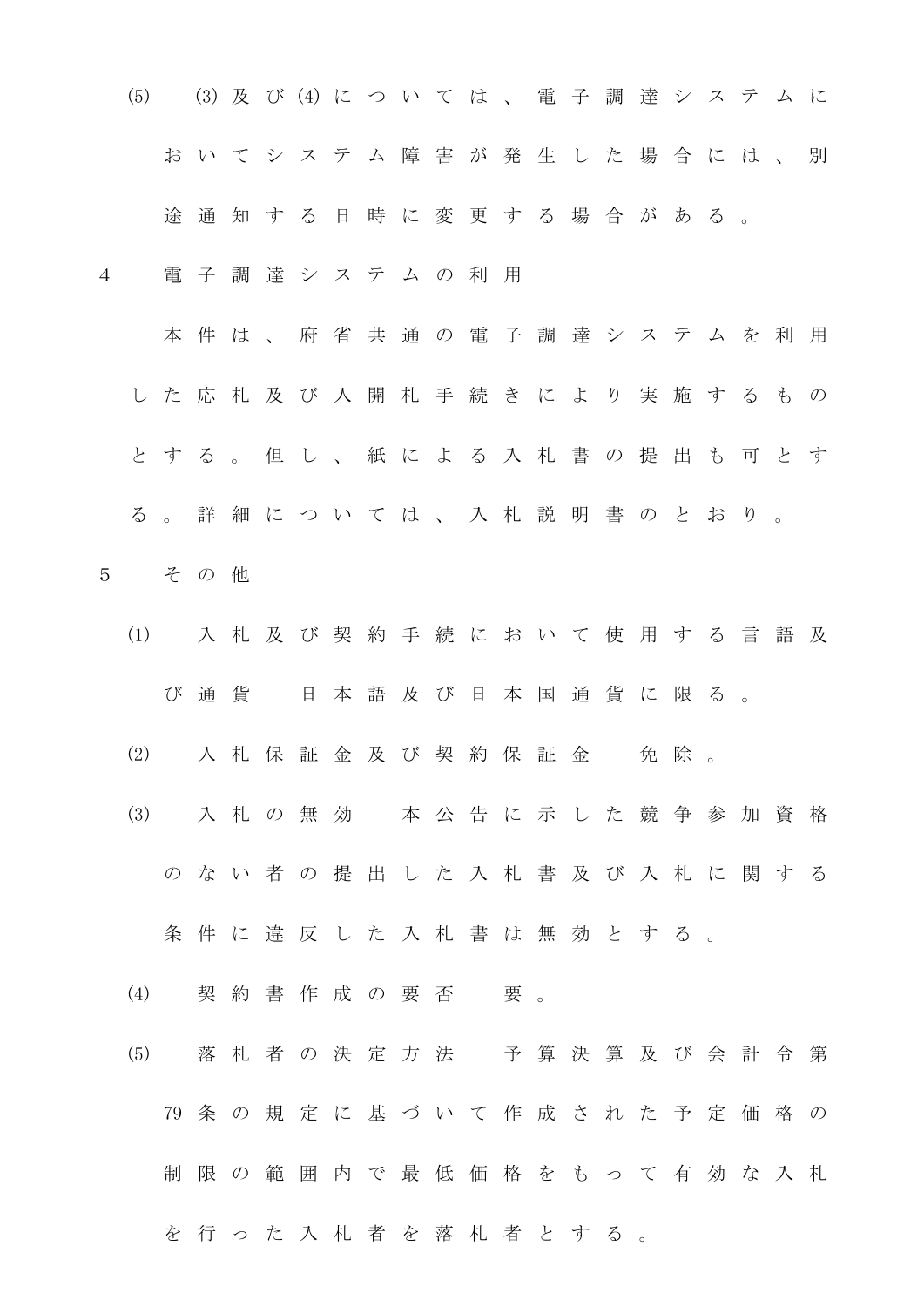(5)　(3)及び(4)については、電子調達システムにおいてシステム障害が発生した場合には、別途通知する日時に変更する場合がある。

4　電子調達システムの利用

本件は、府省共通の電子調達システムを利用した応札及び入開札手続きにより実施するものとする。但し、紙による入札書の提出も可とする。詳細については、入札説明書のとおり。

5　その他

(1)　入札及び契約手続において使用する言語及び通貨　日本語及び日本国通貨に限る。

(2)　入札保証金及び契約保証金　免除。

(3)　入札の無効　本公告に示した競争参加資格のない者の提出した入札書及び入札に関する条件に違反した入札書は無効とする。

(4)　契約書作成の要否　要。

(5)　落札者の決定方法　予算決算及び会計令第79条の規定に基づいて作成された予定価格の制限の範囲内で最低価格をもって有効な入札を行った入札者を落札者とする。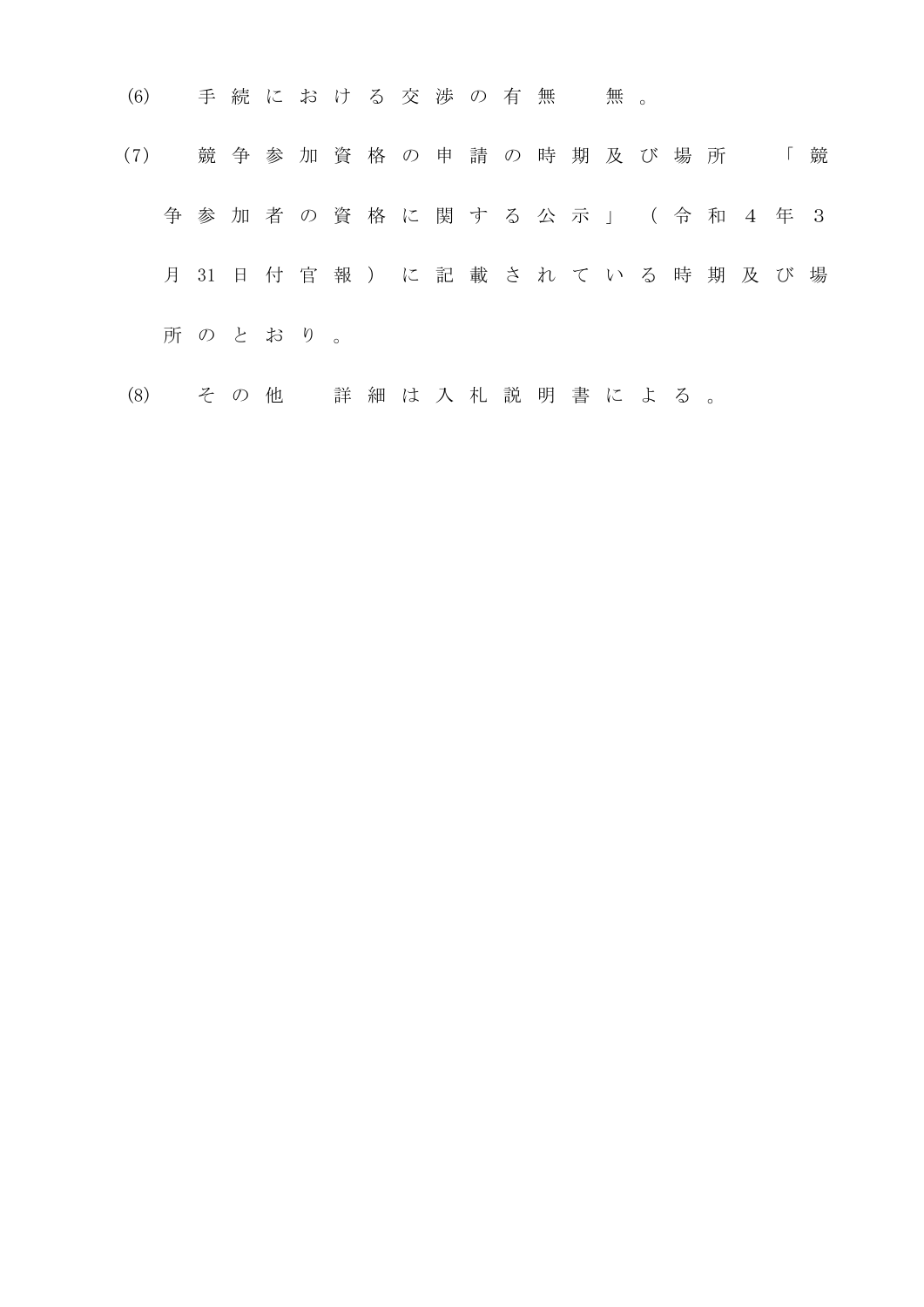(6)　手続における交渉の有無　無。

(7)　競争参加資格の申請の時期及び場所　「競争参加者の資格に関する公示」（令和４年３月31日付官報）に記載されている時期及び場所のとおり。

(8)　その他　詳細は入札説明書による。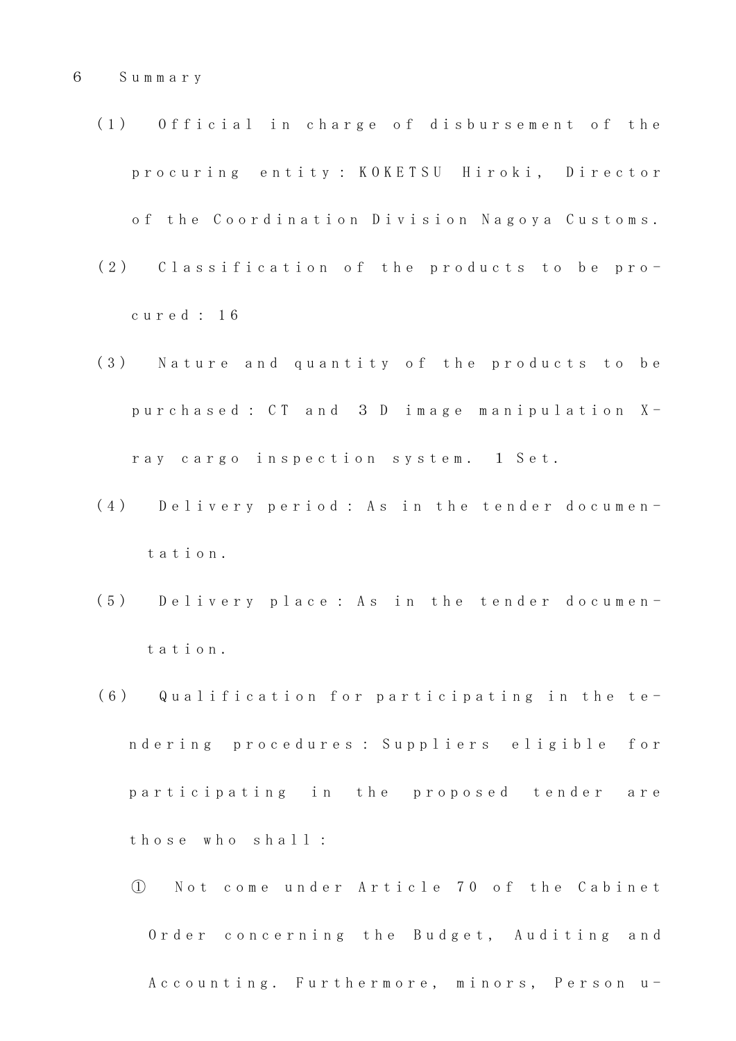6　Summary

(1)　Official in charge of disbursement of the procuring entity: KOKETSU Hiroki, Director of the Coordination Division Nagoya Customs.

(2)　Classification of the products to be procured: 16

(3)　Nature and quantity of the products to be purchased: CT and 3D image manipulation X-ray cargo inspection system. 1 Set.

(4)　Delivery period: As in the tender documentation.

(5)　Delivery place: As in the tender documentation.

(6)　Qualification for participating in the tendering procedures: Suppliers eligible for participating in the proposed tender are those who shall:

①　Not come under Article 70 of the Cabinet Order concerning the Budget, Auditing and Accounting. Furthermore, minors, Person u-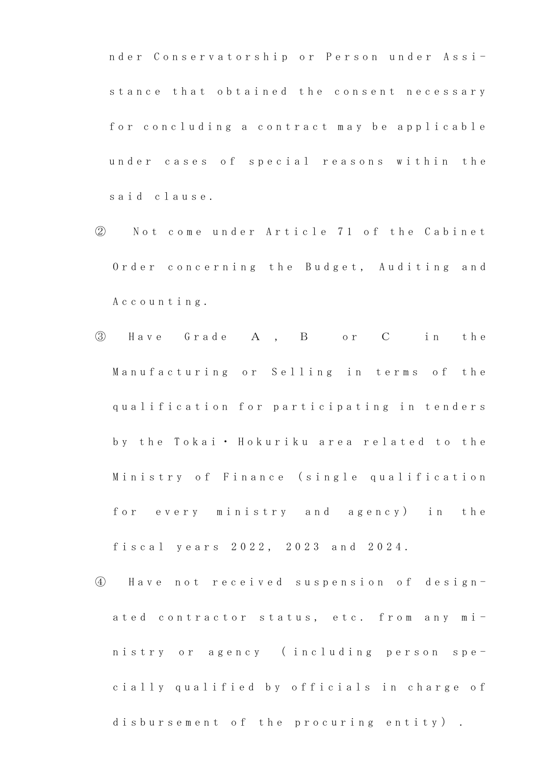nder Conservatorship or Person under Assistance that obtained the consent necessary for concluding a contract may be applicable under cases of special reasons within the said clause.

② Not come under Article 71 of the Cabinet Order concerning the Budget, Auditing and Accounting.

③ Have Grade A, B or C in the Manufacturing or Selling in terms of the qualification for participating in tenders by the Tokai・Hokuriku area related to the Ministry of Finance (single qualification for every ministry and agency) in the fiscal years 2022, 2023 and 2024.

④ Have not received suspension of designated contractor status, etc. from any ministry or agency (including person specially qualified by officials in charge of disbursement of the procuring entity).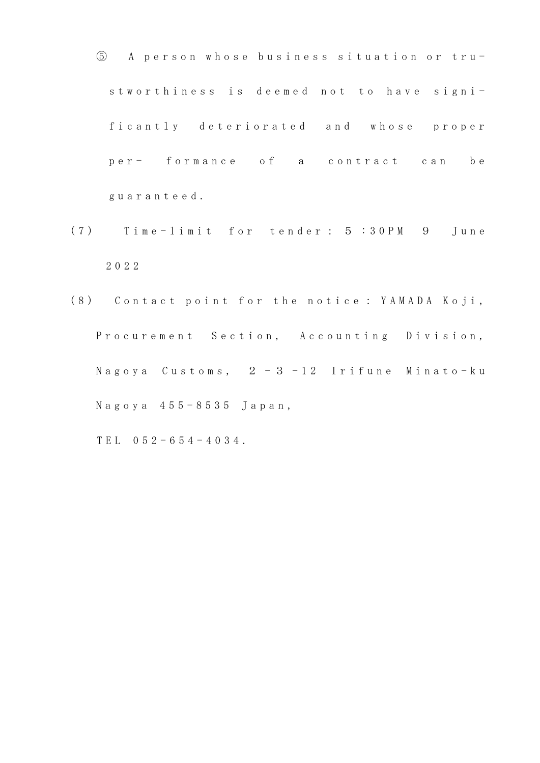⑤ A person whose business situation or trustworthiness is deemed not to have significantly deteriorated and whose proper per- formance of a contract can be guaranteed.

(7) Time-limit for tender: 5:30PM 9 June 2022

(8) Contact point for the notice: YAMADA Koji, Procurement Section, Accounting Division, Nagoya Customs, 2-3-12 Irifune Minato-ku Nagoya 455-8535 Japan,
TEL 052-654-4034.